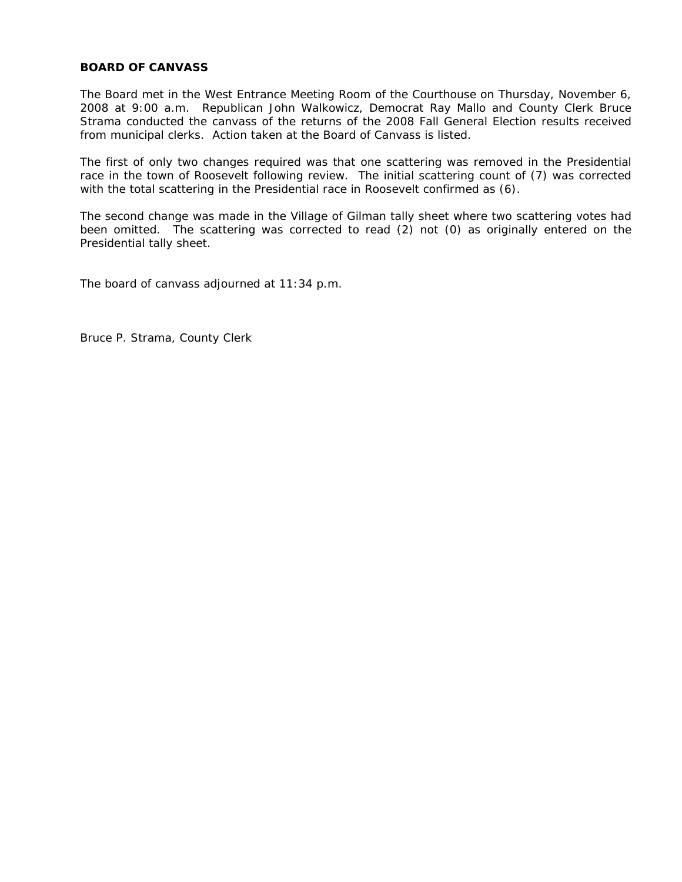**BOARD OF CANVASS**

The Board met in the West Entrance Meeting Room of the Courthouse on Thursday, November 6, 2008 at 9:00 a.m. Republican John Walkowicz, Democrat Ray Mallo and County Clerk Bruce Strama conducted the canvass of the returns of the 2008 Fall General Election results received from municipal clerks. Action taken at the Board of Canvass is listed.

The first of only two changes required was that one scattering was removed in the Presidential race in the town of Roosevelt following review. The initial scattering count of (7) was corrected with the total scattering in the Presidential race in Roosevelt confirmed as (6).

The second change was made in the Village of Gilman tally sheet where two scattering votes had been omitted. The scattering was corrected to read (2) not (0) as originally entered on the Presidential tally sheet.

The board of canvass adjourned at 11:34 p.m.

Bruce P. Strama, County Clerk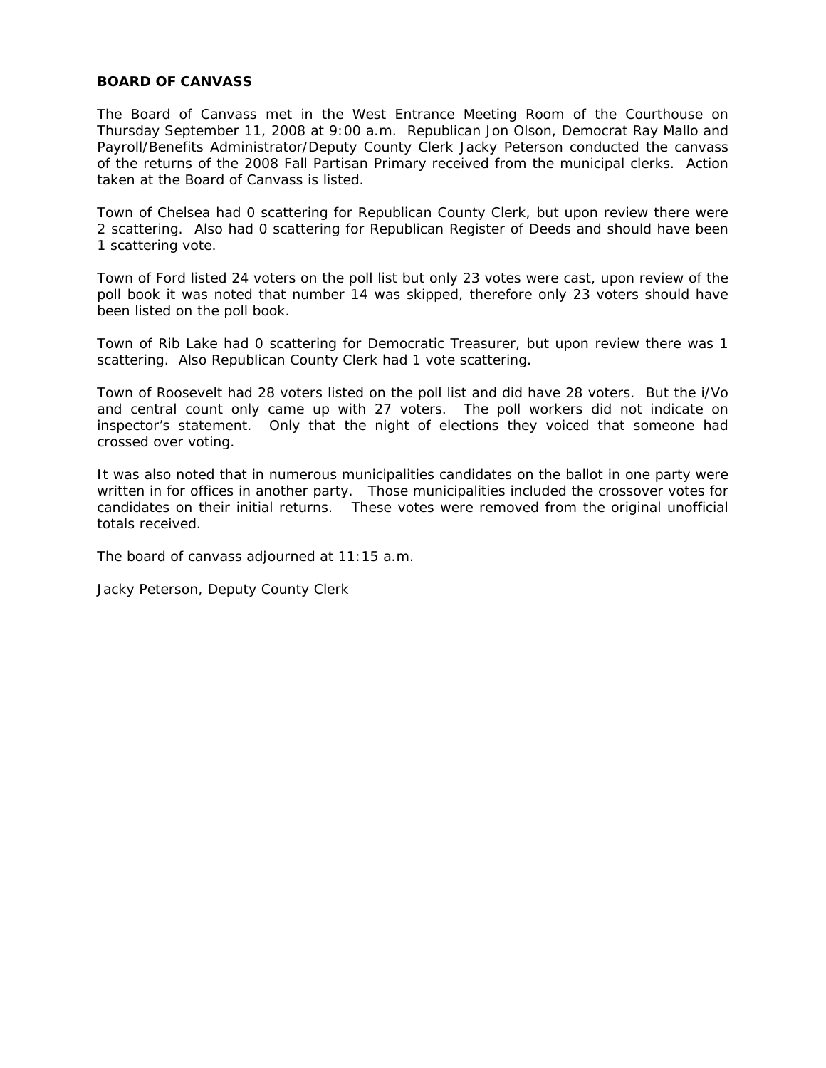**BOARD OF CANVASS**

The Board of Canvass met in the West Entrance Meeting Room of the Courthouse on Thursday September 11, 2008 at 9:00 a.m. Republican Jon Olson, Democrat Ray Mallo and Payroll/Benefits Administrator/Deputy County Clerk Jacky Peterson conducted the canvass of the returns of the 2008 Fall Partisan Primary received from the municipal clerks. Action taken at the Board of Canvass is listed.

Town of Chelsea had 0 scattering for Republican County Clerk, but upon review there were 2 scattering. Also had 0 scattering for Republican Register of Deeds and should have been 1 scattering vote.

Town of Ford listed 24 voters on the poll list but only 23 votes were cast, upon review of the poll book it was noted that number 14 was skipped, therefore only 23 voters should have been listed on the poll book.

Town of Rib Lake had 0 scattering for Democratic Treasurer, but upon review there was 1 scattering. Also Republican County Clerk had 1 vote scattering.

Town of Roosevelt had 28 voters listed on the poll list and did have 28 voters. But the i/Vo and central count only came up with 27 voters. The poll workers did not indicate on inspector's statement. Only that the night of elections they voiced that someone had crossed over voting.

It was also noted that in numerous municipalities candidates on the ballot in one party were written in for offices in another party. Those municipalities included the crossover votes for candidates on their initial returns. These votes were removed from the original unofficial totals received.

The board of canvass adjourned at 11:15 a.m.

Jacky Peterson, Deputy County Clerk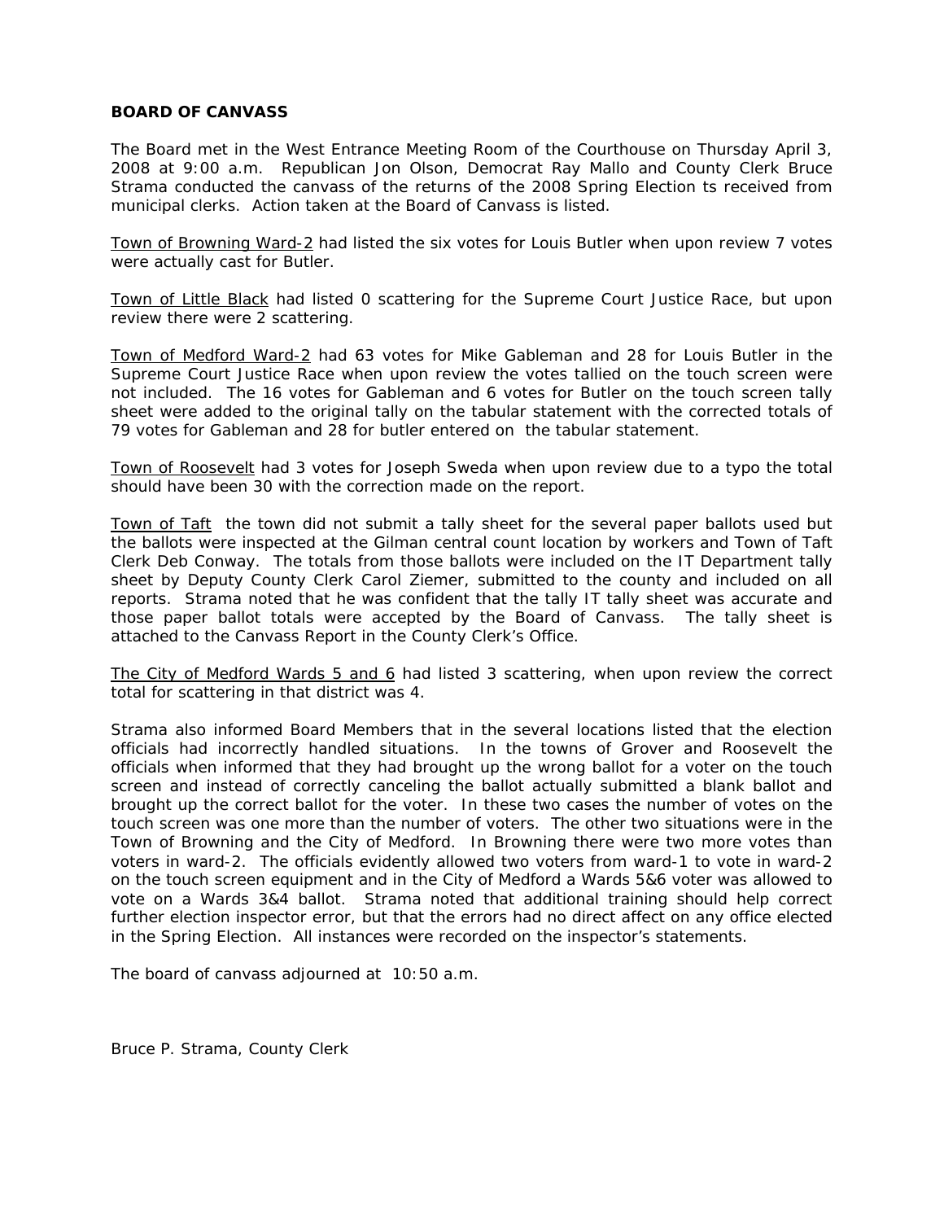**BOARD OF CANVASS**

The Board met in the West Entrance Meeting Room of the Courthouse on Thursday April 3, 2008 at 9:00 a.m. Republican Jon Olson, Democrat Ray Mallo and County Clerk Bruce Strama conducted the canvass of the returns of the 2008 Spring Election ts received from municipal clerks. Action taken at the Board of Canvass is listed.

Town of Browning Ward-2 had listed the six votes for Louis Butler when upon review 7 votes were actually cast for Butler.

Town of Little Black had listed 0 scattering for the Supreme Court Justice Race, but upon review there were 2 scattering.

Town of Medford Ward-2 had 63 votes for Mike Gableman and 28 for Louis Butler in the Supreme Court Justice Race when upon review the votes tallied on the touch screen were not included. The 16 votes for Gableman and 6 votes for Butler on the touch screen tally sheet were added to the original tally on the tabular statement with the corrected totals of 79 votes for Gableman and 28 for butler entered on the tabular statement.

Town of Roosevelt had 3 votes for Joseph Sweda when upon review due to a typo the total should have been 30 with the correction made on the report.

Town of Taft the town did not submit a tally sheet for the several paper ballots used but the ballots were inspected at the Gilman central count location by workers and Town of Taft Clerk Deb Conway. The totals from those ballots were included on the IT Department tally sheet by Deputy County Clerk Carol Ziemer, submitted to the county and included on all reports. Strama noted that he was confident that the tally IT tally sheet was accurate and those paper ballot totals were accepted by the Board of Canvass. The tally sheet is attached to the Canvass Report in the County Clerk's Office.

The City of Medford Wards 5 and 6 had listed 3 scattering, when upon review the correct total for scattering in that district was 4.

Strama also informed Board Members that in the several locations listed that the election officials had incorrectly handled situations. In the towns of Grover and Roosevelt the officials when informed that they had brought up the wrong ballot for a voter on the touch screen and instead of correctly canceling the ballot actually submitted a blank ballot and brought up the correct ballot for the voter. In these two cases the number of votes on the touch screen was one more than the number of voters. The other two situations were in the Town of Browning and the City of Medford. In Browning there were two more votes than voters in ward-2. The officials evidently allowed two voters from ward-1 to vote in ward-2 on the touch screen equipment and in the City of Medford a Wards 5&6 voter was allowed to vote on a Wards 3&4 ballot. Strama noted that additional training should help correct further election inspector error, but that the errors had no direct affect on any office elected in the Spring Election. All instances were recorded on the inspector's statements.

The board of canvass adjourned at 10:50 a.m.

Bruce P. Strama, County Clerk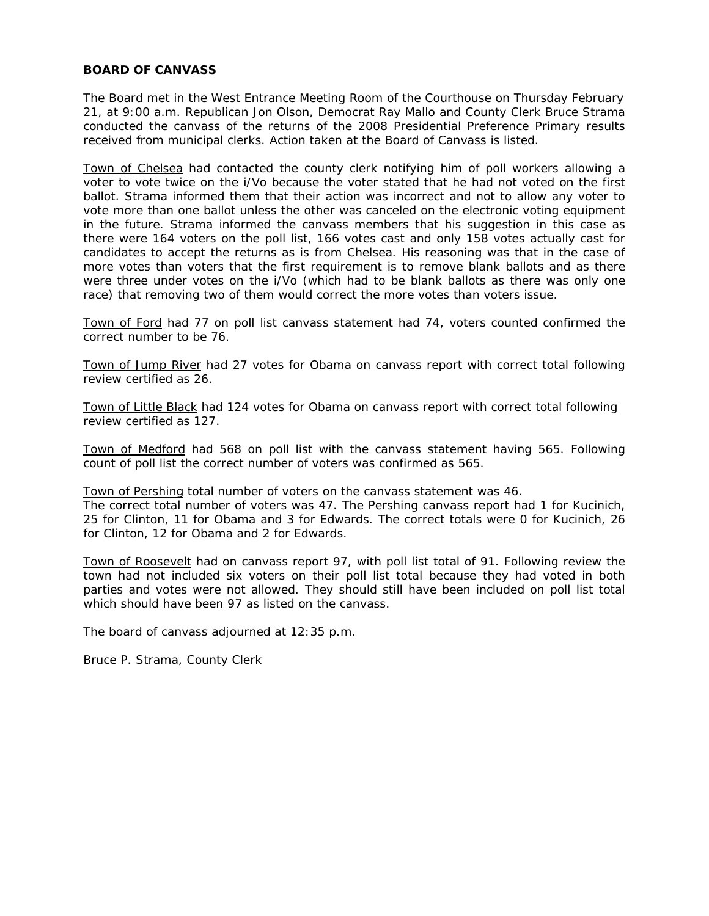**BOARD OF CANVASS**

The Board met in the West Entrance Meeting Room of the Courthouse on Thursday February 21, at 9:00 a.m. Republican Jon Olson, Democrat Ray Mallo and County Clerk Bruce Strama conducted the canvass of the returns of the 2008 Presidential Preference Primary results received from municipal clerks. Action taken at the Board of Canvass is listed.

<u>Town of Chelsea</u> had contacted the county clerk notifying him of poll workers allowing a voter to vote twice on the i/Vo because the voter stated that he had not voted on the first ballot. Strama informed them that their action was incorrect and not to allow any voter to vote more than one ballot unless the other was canceled on the electronic voting equipment in the future. Strama informed the canvass members that his suggestion in this case as there were 164 voters on the poll list, 166 votes cast and only 158 votes actually cast for candidates to accept the returns as is from Chelsea. His reasoning was that in the case of more votes than voters that the first requirement is to remove blank ballots and as there were three under votes on the i/Vo (which had to be blank ballots as there was only one race) that removing two of them would correct the more votes than voters issue.

<u>Town of Ford</u> had 77 on poll list canvass statement had 74, voters counted confirmed the correct number to be 76.

<u>Town of Jump River</u> had 27 votes for Obama on canvass report with correct total following review certified as 26.

<u>Town of Little Black</u> had 124 votes for Obama on canvass report with correct total following review certified as 127.

<u>Town of Medford</u> had 568 on poll list with the canvass statement having 565. Following count of poll list the correct number of voters was confirmed as 565.

<u>Town of Pershing</u> total number of voters on the canvass statement was 46.
The correct total number of voters was 47. The Pershing canvass report had 1 for Kucinich, 25 for Clinton, 11 for Obama and 3 for Edwards. The correct totals were 0 for Kucinich, 26 for Clinton, 12 for Obama and 2 for Edwards.

<u>Town of Roosevelt</u> had on canvass report 97, with poll list total of 91. Following review the town had not included six voters on their poll list total because they had voted in both parties and votes were not allowed. They should still have been included on poll list total which should have been 97 as listed on the canvass.

The board of canvass adjourned at 12:35 p.m.

Bruce P. Strama, County Clerk